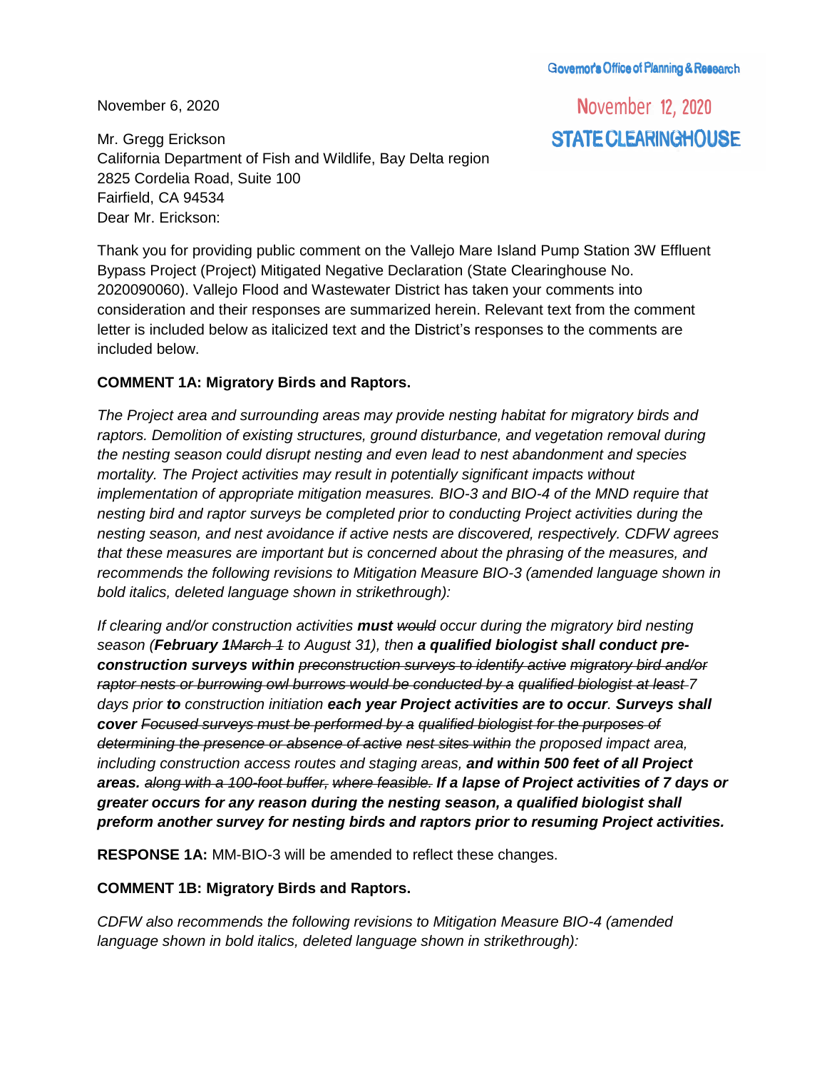Governor's Office of Planning & Research

November 12, 2020

STATE CLEARINGHOUSE

November 6, 2020

Mr. Gregg Erickson
California Department of Fish and Wildlife, Bay Delta region
2825 Cordelia Road, Suite 100
Fairfield, CA 94534
Dear Mr. Erickson:

Thank you for providing public comment on the Vallejo Mare Island Pump Station 3W Effluent Bypass Project (Project) Mitigated Negative Declaration (State Clearinghouse No. 2020090060). Vallejo Flood and Wastewater District has taken your comments into consideration and their responses are summarized herein. Relevant text from the comment letter is included below as italicized text and the District's responses to the comments are included below.

**COMMENT 1A: Migratory Birds and Raptors.**

*The Project area and surrounding areas may provide nesting habitat for migratory birds and raptors. Demolition of existing structures, ground disturbance, and vegetation removal during the nesting season could disrupt nesting and even lead to nest abandonment and species mortality. The Project activities may result in potentially significant impacts without implementation of appropriate mitigation measures. BIO-3 and BIO-4 of the MND require that nesting bird and raptor surveys be completed prior to conducting Project activities during the nesting season, and nest avoidance if active nests are discovered, respectively. CDFW agrees that these measures are important but is concerned about the phrasing of the measures, and recommends the following revisions to Mitigation Measure BIO-3 (amended language shown in bold italics, deleted language shown in strikethrough):*

*If clearing and/or construction activities* ***must*** ~~*would*~~ *occur during the migratory bird nesting season (**February 1**~~March 1~~ to August 31), then **a qualified biologist shall conduct pre-construction surveys within*** ~~*preconstruction surveys to identify active migratory bird and/or raptor nests or burrowing owl burrows would be conducted by a qualified biologist at least*~~ *7 days prior* ***to*** *construction initiation* ***each year Project activities are to occur****.* ***Surveys shall cover*** ~~*Focused surveys must be performed by a qualified biologist for the purposes of determining the presence or absence of active nest sites within*~~ *the proposed impact area, including construction access routes and staging areas,* ***and within 500 feet of all Project areas.*** ~~*along with a 100-foot buffer, where feasible.*~~ ***If a lapse of Project activities of 7 days or greater occurs for any reason during the nesting season, a qualified biologist shall preform another survey for nesting birds and raptors prior to resuming Project activities.***

**RESPONSE 1A:** MM-BIO-3 will be amended to reflect these changes.

**COMMENT 1B: Migratory Birds and Raptors.**

*CDFW also recommends the following revisions to Mitigation Measure BIO-4 (amended language shown in bold italics, deleted language shown in strikethrough):*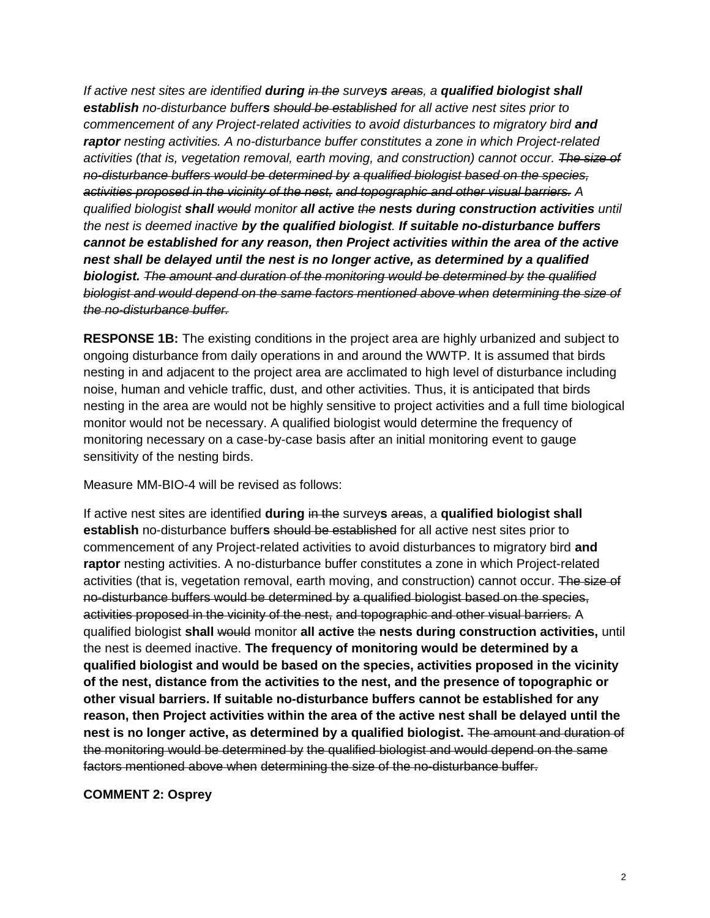*If active nest sites are identified* ***during*** *~~in the~~ survey**s** ~~areas~~, a* ***qualified biologist shall establish*** *no-disturbance buffer**s** ~~should be established~~ for all active nest sites prior to commencement of any Project-related activities to avoid disturbances to migratory bird* ***and raptor*** *nesting activities. A no-disturbance buffer constitutes a zone in which Project-related activities (that is, vegetation removal, earth moving, and construction) cannot occur. ~~The size of no-disturbance buffers would be determined by a qualified biologist based on the species, activities proposed in the vicinity of the nest, and topographic and other visual barriers.~~ A qualified biologist* ***shall*** *~~would~~ monitor* ***all active*** *~~the~~* ***nests during construction activities*** *until the nest is deemed inactive* ***by the qualified biologist****.* ***If suitable no-disturbance buffers cannot be established for any reason, then Project activities within the area of the active nest shall be delayed until the nest is no longer active, as determined by a qualified biologist.*** *~~The amount and duration of the monitoring would be determined by the qualified biologist and would depend on the same factors mentioned above when determining the size of the no-disturbance buffer.~~*

**RESPONSE 1B:** The existing conditions in the project area are highly urbanized and subject to ongoing disturbance from daily operations in and around the WWTP. It is assumed that birds nesting in and adjacent to the project area are acclimated to high level of disturbance including noise, human and vehicle traffic, dust, and other activities. Thus, it is anticipated that birds nesting in the area are would not be highly sensitive to project activities and a full time biological monitor would not be necessary. A qualified biologist would determine the frequency of monitoring necessary on a case-by-case basis after an initial monitoring event to gauge sensitivity of the nesting birds.

Measure MM-BIO-4 will be revised as follows:

If active nest sites are identified **during** ~~in the~~ survey**s** ~~areas~~, a **qualified biologist shall establish** no-disturbance buffer**s** ~~should be established~~ for all active nest sites prior to commencement of any Project-related activities to avoid disturbances to migratory bird **and raptor** nesting activities. A no-disturbance buffer constitutes a zone in which Project-related activities (that is, vegetation removal, earth moving, and construction) cannot occur. ~~The size of no-disturbance buffers would be determined by a qualified biologist based on the species, activities proposed in the vicinity of the nest, and topographic and other visual barriers.~~ A qualified biologist **shall** ~~would~~ monitor **all active** ~~the~~ **nests during construction activities,** until the nest is deemed inactive. **The frequency of monitoring would be determined by a qualified biologist and would be based on the species, activities proposed in the vicinity of the nest, distance from the activities to the nest, and the presence of topographic or other visual barriers. If suitable no-disturbance buffers cannot be established for any reason, then Project activities within the area of the active nest shall be delayed until the nest is no longer active, as determined by a qualified biologist.** ~~The amount and duration of the monitoring would be determined by the qualified biologist and would depend on the same factors mentioned above when determining the size of the no-disturbance buffer.~~

**COMMENT 2: Osprey**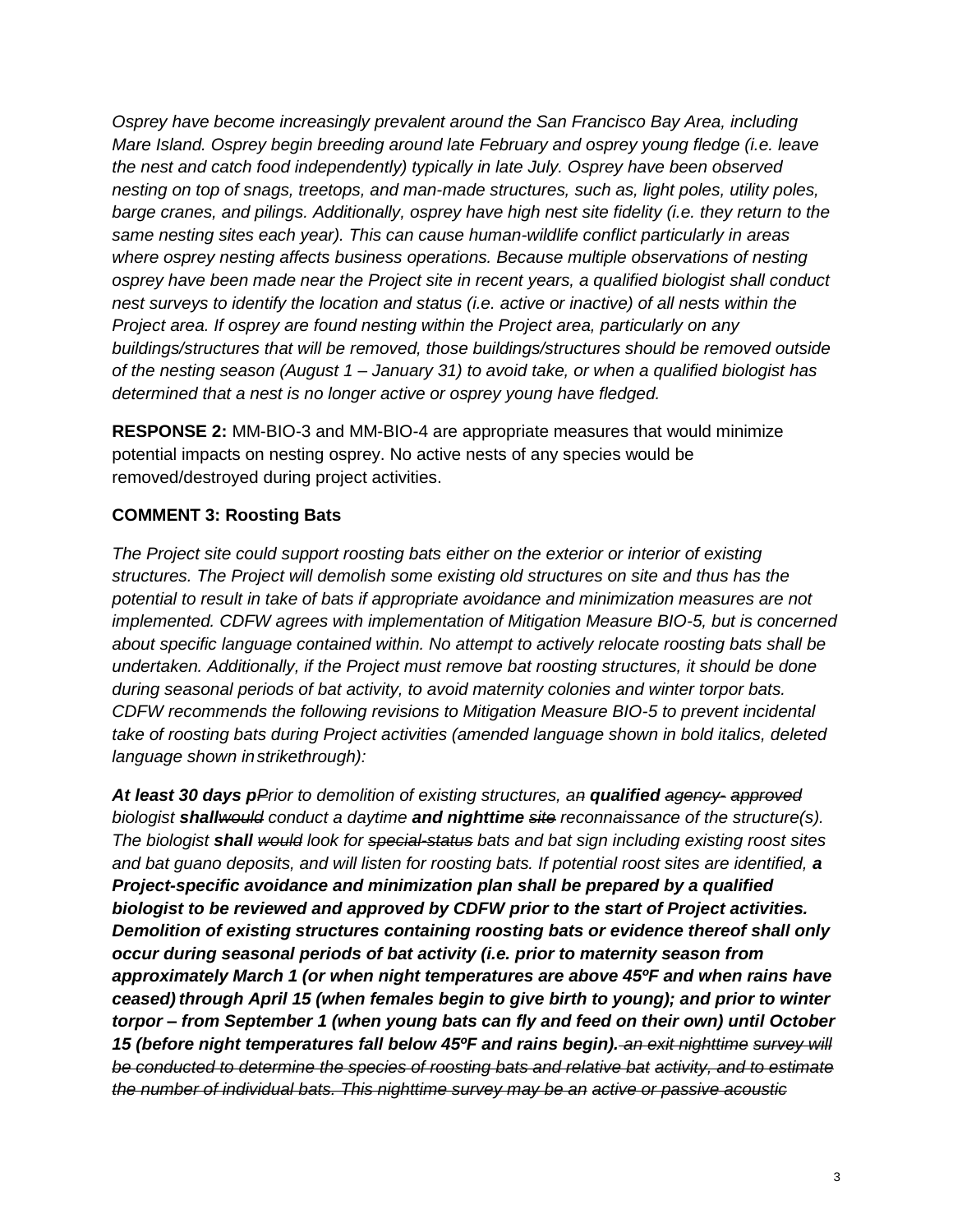*Osprey have become increasingly prevalent around the San Francisco Bay Area, including Mare Island. Osprey begin breeding around late February and osprey young fledge (i.e. leave the nest and catch food independently) typically in late July. Osprey have been observed nesting on top of snags, treetops, and man-made structures, such as, light poles, utility poles, barge cranes, and pilings. Additionally, osprey have high nest site fidelity (i.e. they return to the same nesting sites each year). This can cause human-wildlife conflict particularly in areas where osprey nesting affects business operations. Because multiple observations of nesting osprey have been made near the Project site in recent years, a qualified biologist shall conduct nest surveys to identify the location and status (i.e. active or inactive) of all nests within the Project area. If osprey are found nesting within the Project area, particularly on any buildings/structures that will be removed, those buildings/structures should be removed outside of the nesting season (August 1 – January 31) to avoid take, or when a qualified biologist has determined that a nest is no longer active or osprey young have fledged.*

**RESPONSE 2:** MM-BIO-3 and MM-BIO-4 are appropriate measures that would minimize potential impacts on nesting osprey. No active nests of any species would be removed/destroyed during project activities.

**COMMENT 3: Roosting Bats**

*The Project site could support roosting bats either on the exterior or interior of existing structures. The Project will demolish some existing old structures on site and thus has the potential to result in take of bats if appropriate avoidance and minimization measures are not implemented. CDFW agrees with implementation of Mitigation Measure BIO-5, but is concerned about specific language contained within. No attempt to actively relocate roosting bats shall be undertaken. Additionally, if the Project must remove bat roosting structures, it should be done during seasonal periods of bat activity, to avoid maternity colonies and winter torpor bats. CDFW recommends the following revisions to Mitigation Measure BIO-5 to prevent incidental take of roosting bats during Project activities (amended language shown in bold italics, deleted language shown in strikethrough):*

***At least 30 days p****~~P~~rior to demolition of existing structures, a~~n~~* ***qualified*** *~~agency- approved~~ biologist* ***shall****~~would~~ conduct a daytime* ***and nighttime*** *~~site~~ reconnaissance of the structure(s). The biologist* ***shall*** *~~would~~ look for ~~special-status~~ bats and bat sign including existing roost sites and bat guano deposits, and will listen for roosting bats. If potential roost sites are identified,* ***a Project-specific avoidance and minimization plan shall be prepared by a qualified biologist to be reviewed and approved by CDFW prior to the start of Project activities. Demolition of existing structures containing roosting bats or evidence thereof shall only occur during seasonal periods of bat activity (i.e. prior to maternity season from approximately March 1 (or when night temperatures are above 45ºF and when rains have ceased) through April 15 (when females begin to give birth to young); and prior to winter torpor – from September 1 (when young bats can fly and feed on their own) until October 15 (before night temperatures fall below 45ºF and rains begin).*** *~~an exit nighttime survey will be conducted to determine the species of roosting bats and relative bat activity, and to estimate the number of individual bats. This nighttime survey may be an active or passive acoustic~~*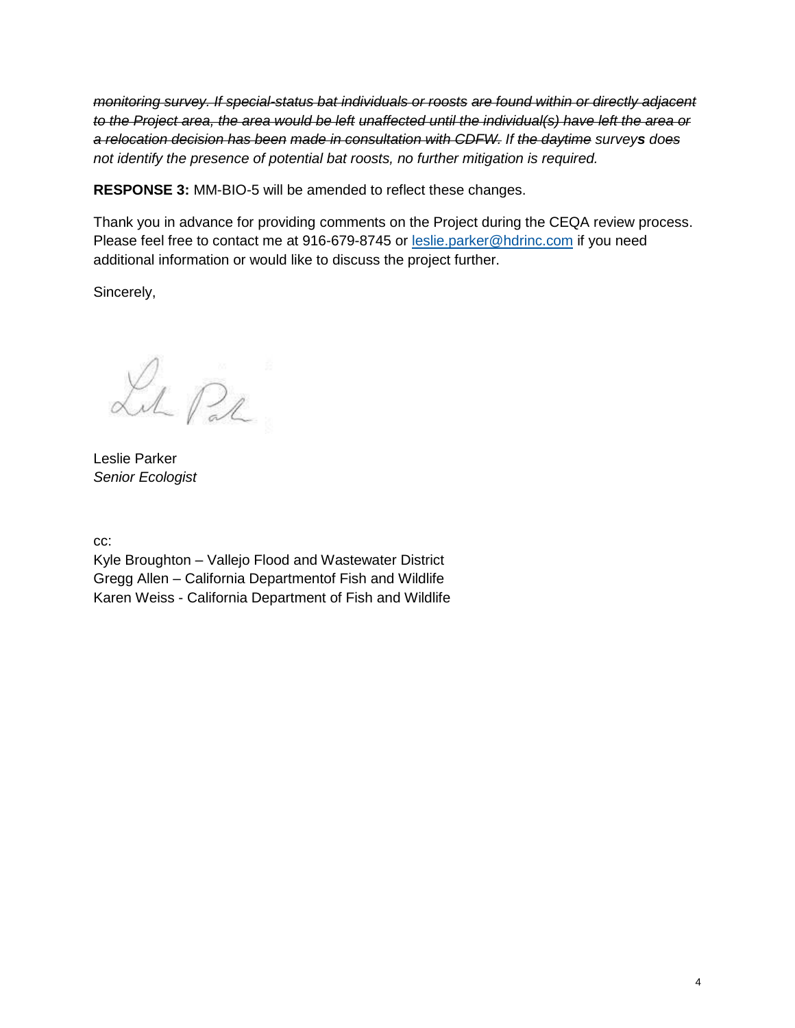*~~monitoring survey. If special-status bat individuals or roosts~~ ~~are found within or directly adjacent to the Project area, the area would be left~~ ~~unaffected until the individual(s) have left the area or a relocation decision has been~~ ~~made in consultation with CDFW.~~ If ~~the daytime~~ survey**s** does not identify the presence of potential bat roosts, no further mitigation is required.*

**RESPONSE 3:** MM-BIO-5 will be amended to reflect these changes.

Thank you in advance for providing comments on the Project during the CEQA review process. Please feel free to contact me at 916-679-8745 or [leslie.parker@hdrinc.com](mailto:leslie.parker@hdrinc.com) if you need additional information or would like to discuss the project further.

Sincerely,

Leslie Parker
*Senior Ecologist*

cc:
Kyle Broughton – Vallejo Flood and Wastewater District
Gregg Allen – California Departmentof Fish and Wildlife
Karen Weiss - California Department of Fish and Wildlife